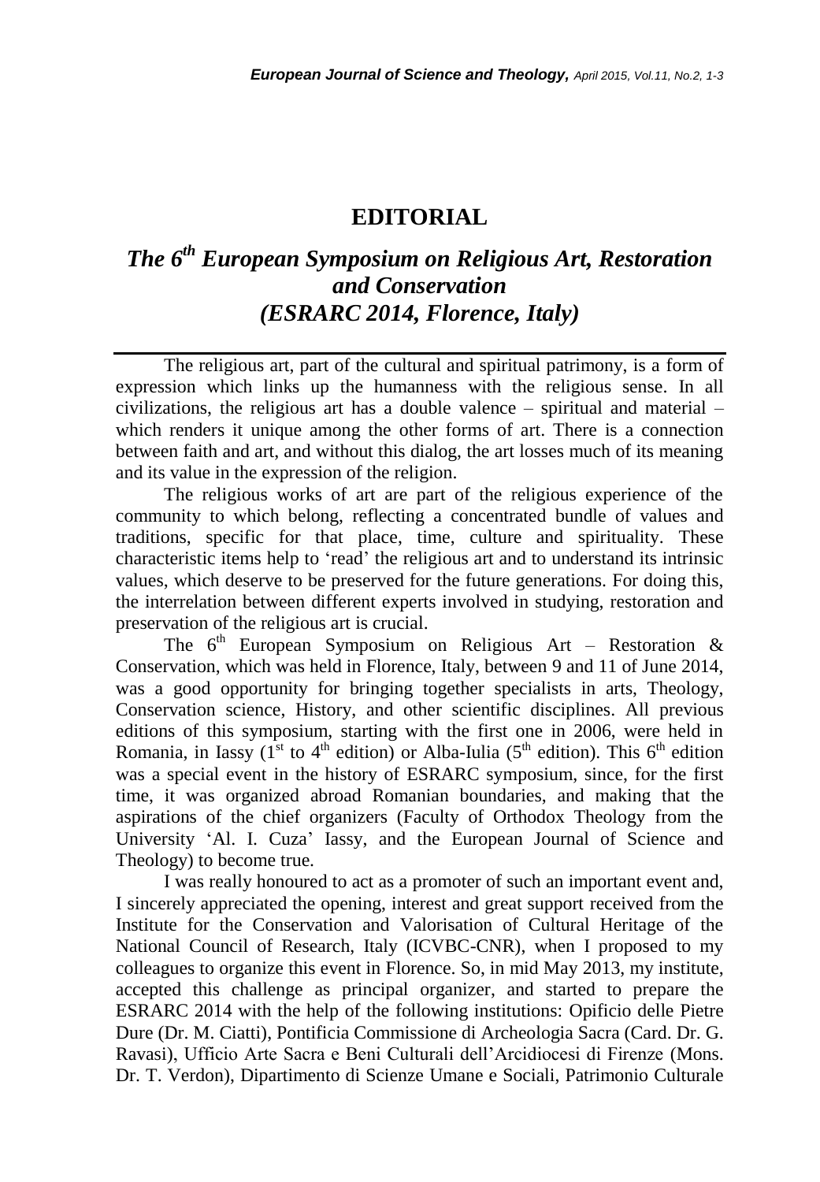# EDITORIAL

## *The 6th European Symposium on Religious Art, Restoration and Conservation (ESRARC 2014, Florence, Italy)*

The religious art, part of the cultural and spiritual patrimony, is a form of expression which links up the humanness with the religious sense. In all civilizations, the religious art has a double valence – spiritual and material – which renders it unique among the other forms of art. There is a connection between faith and art, and without this dialog, the art losses much of its meaning and its value in the expression of the religion.

The religious works of art are part of the religious experience of the community to which belong, reflecting a concentrated bundle of values and traditions, specific for that place, time, culture and spirituality. These characteristic items help to 'read' the religious art and to understand its intrinsic values, which deserve to be preserved for the future generations. For doing this, the interrelation between different experts involved in studying, restoration and preservation of the religious art is crucial.

The 6th European Symposium on Religious Art – Restoration & Conservation, which was held in Florence, Italy, between 9 and 11 of June 2014, was a good opportunity for bringing together specialists in arts, Theology, Conservation science, History, and other scientific disciplines. All previous editions of this symposium, starting with the first one in 2006, were held in Romania, in Iassy (1st to 4th edition) or Alba-Iulia (5th edition). This 6th edition was a special event in the history of ESRARC symposium, since, for the first time, it was organized abroad Romanian boundaries, and making that the aspirations of the chief organizers (Faculty of Orthodox Theology from the University 'Al. I. Cuza' Iassy, and the European Journal of Science and Theology) to become true.

I was really honoured to act as a promoter of such an important event and, I sincerely appreciated the opening, interest and great support received from the Institute for the Conservation and Valorisation of Cultural Heritage of the National Council of Research, Italy (ICVBC-CNR), when I proposed to my colleagues to organize this event in Florence. So, in mid May 2013, my institute, accepted this challenge as principal organizer, and started to prepare the ESRARC 2014 with the help of the following institutions: Opificio delle Pietre Dure (Dr. M. Ciatti), Pontificia Commissione di Archeologia Sacra (Card. Dr. G. Ravasi), Ufficio Arte Sacra e Beni Culturali dell'Arcidiocesi di Firenze (Mons. Dr. T. Verdon), Dipartimento di Scienze Umane e Sociali, Patrimonio Culturale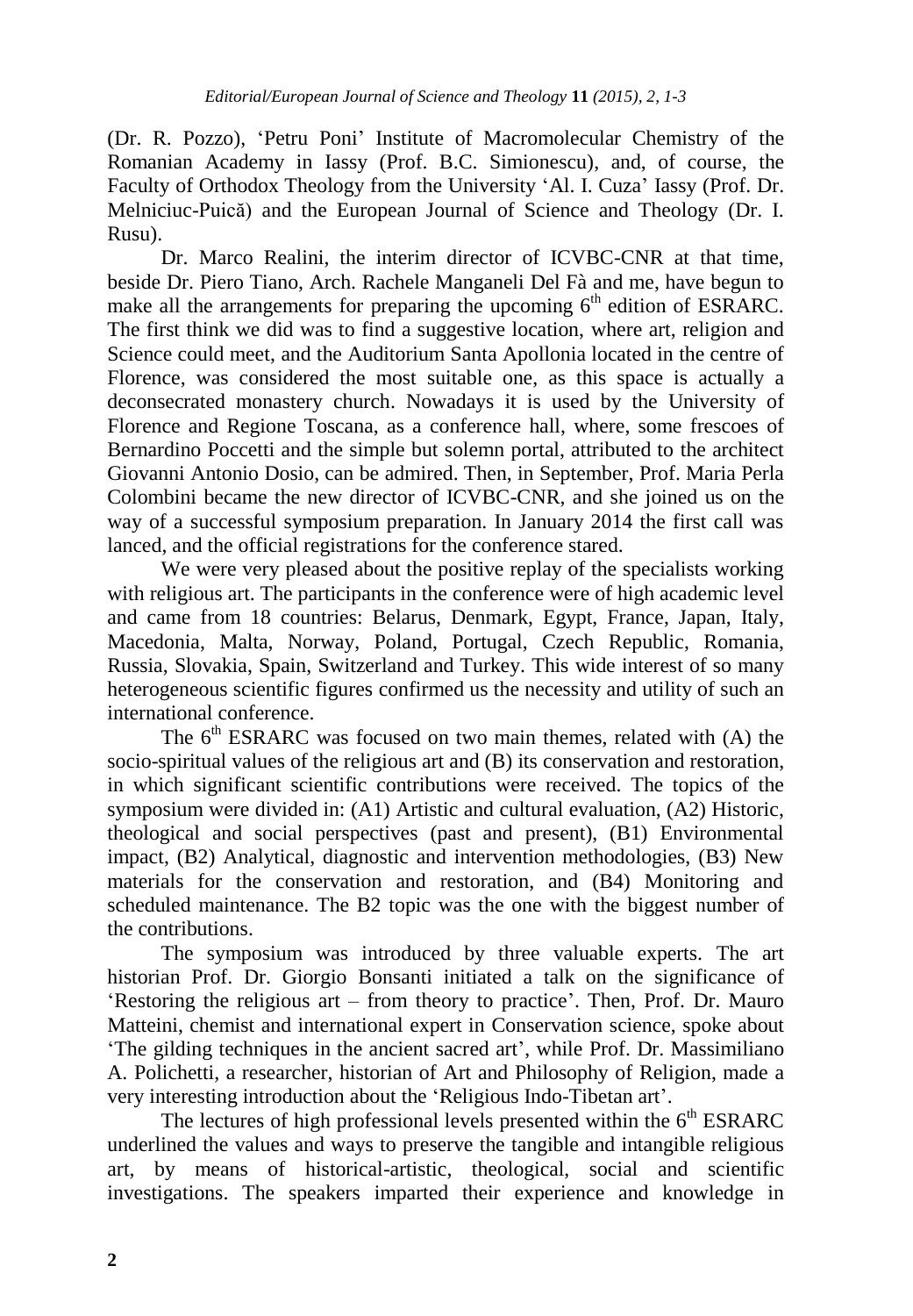(Dr. R. Pozzo), 'Petru Poni' Institute of Macromolecular Chemistry of the Romanian Academy in Iassy (Prof. B.C. Simionescu), and, of course, the Faculty of Orthodox Theology from the University 'Al. I. Cuza' Iassy (Prof. Dr. Melniciuc-Puică) and the European Journal of Science and Theology (Dr. I. Rusu).

Dr. Marco Realini, the interim director of ICVBC-CNR at that time, beside Dr. Piero Tiano, Arch. Rachele Manganeli Del Fà and me, have begun to make all the arrangements for preparing the upcoming 6th edition of ESRARC. The first think we did was to find a suggestive location, where art, religion and Science could meet, and the Auditorium Santa Apollonia located in the centre of Florence, was considered the most suitable one, as this space is actually a deconsecrated monastery church. Nowadays it is used by the University of Florence and Regione Toscana, as a conference hall, where, some frescoes of Bernardino Poccetti and the simple but solemn portal, attributed to the architect Giovanni Antonio Dosio, can be admired. Then, in September, Prof. Maria Perla Colombini became the new director of ICVBC-CNR, and she joined us on the way of a successful symposium preparation. In January 2014 the first call was lanced, and the official registrations for the conference stared.

We were very pleased about the positive replay of the specialists working with religious art. The participants in the conference were of high academic level and came from 18 countries: Belarus, Denmark, Egypt, France, Japan, Italy, Macedonia, Malta, Norway, Poland, Portugal, Czech Republic, Romania, Russia, Slovakia, Spain, Switzerland and Turkey. This wide interest of so many heterogeneous scientific figures confirmed us the necessity and utility of such an international conference.

The 6th ESRARC was focused on two main themes, related with (A) the socio-spiritual values of the religious art and (B) its conservation and restoration, in which significant scientific contributions were received. The topics of the symposium were divided in: (A1) Artistic and cultural evaluation, (A2) Historic, theological and social perspectives (past and present), (B1) Environmental impact, (B2) Analytical, diagnostic and intervention methodologies, (B3) New materials for the conservation and restoration, and (B4) Monitoring and scheduled maintenance. The B2 topic was the one with the biggest number of the contributions.

The symposium was introduced by three valuable experts. The art historian Prof. Dr. Giorgio Bonsanti initiated a talk on the significance of 'Restoring the religious art – from theory to practice'. Then, Prof. Dr. Mauro Matteini, chemist and international expert in Conservation science, spoke about 'The gilding techniques in the ancient sacred art', while Prof. Dr. Massimiliano A. Polichetti, a researcher, historian of Art and Philosophy of Religion, made a very interesting introduction about the 'Religious Indo-Tibetan art'.

The lectures of high professional levels presented within the 6th ESRARC underlined the values and ways to preserve the tangible and intangible religious art, by means of historical-artistic, theological, social and scientific investigations. The speakers imparted their experience and knowledge in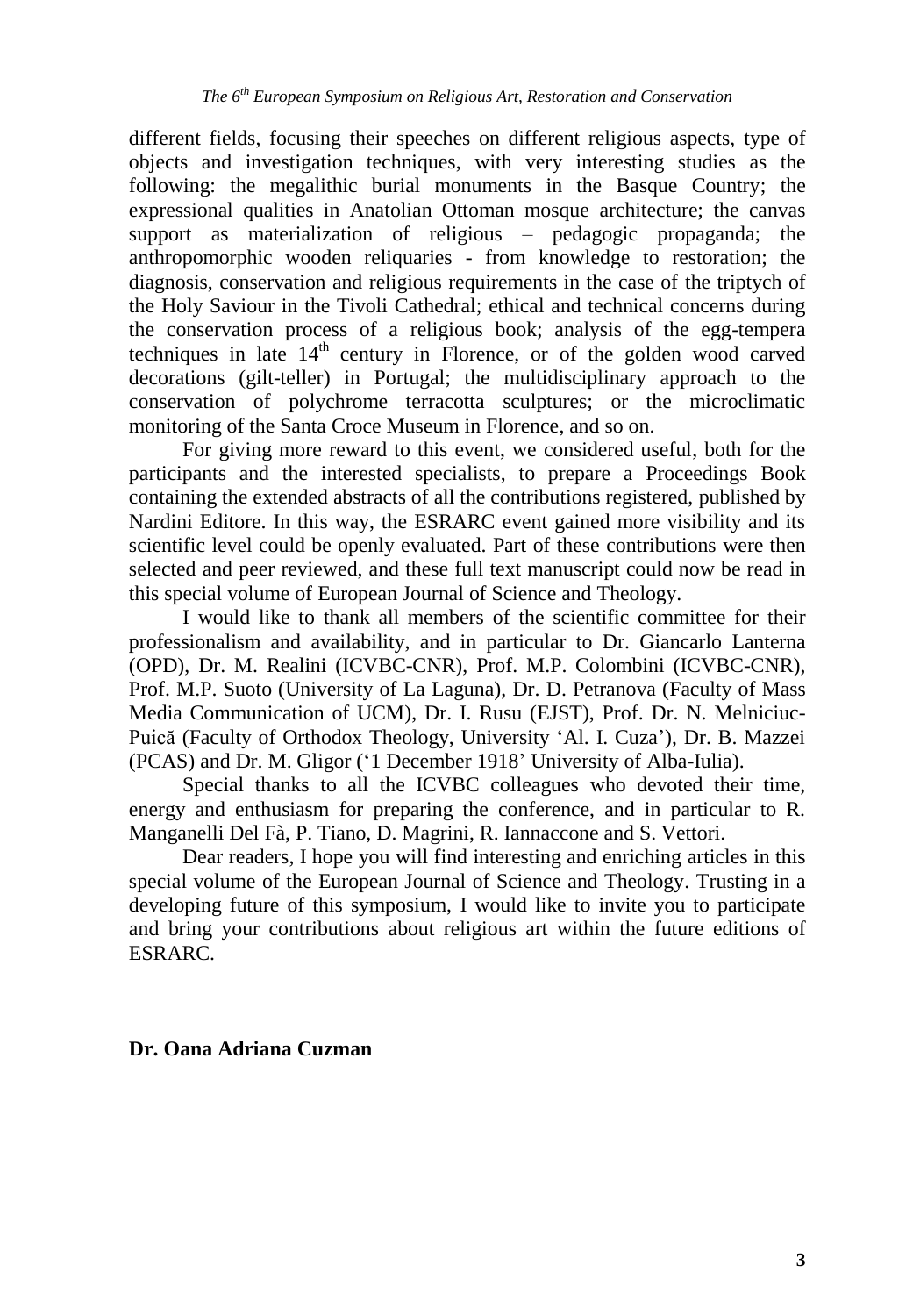different fields, focusing their speeches on different religious aspects, type of objects and investigation techniques, with very interesting studies as the following: the megalithic burial monuments in the Basque Country; the expressional qualities in Anatolian Ottoman mosque architecture; the canvas support as materialization of religious – pedagogic propaganda; the anthropomorphic wooden reliquaries - from knowledge to restoration; the diagnosis, conservation and religious requirements in the case of the triptych of the Holy Saviour in the Tivoli Cathedral; ethical and technical concerns during the conservation process of a religious book; analysis of the egg-tempera techniques in late 14$^{th}$ century in Florence, or of the golden wood carved decorations (gilt-teller) in Portugal; the multidisciplinary approach to the conservation of polychrome terracotta sculptures; or the microclimatic monitoring of the Santa Croce Museum in Florence, and so on.

For giving more reward to this event, we considered useful, both for the participants and the interested specialists, to prepare a Proceedings Book containing the extended abstracts of all the contributions registered, published by Nardini Editore. In this way, the ESRARC event gained more visibility and its scientific level could be openly evaluated. Part of these contributions were then selected and peer reviewed, and these full text manuscript could now be read in this special volume of European Journal of Science and Theology.

I would like to thank all members of the scientific committee for their professionalism and availability, and in particular to Dr. Giancarlo Lanterna (OPD), Dr. M. Realini (ICVBC-CNR), Prof. M.P. Colombini (ICVBC-CNR), Prof. M.P. Suoto (University of La Laguna), Dr. D. Petranova (Faculty of Mass Media Communication of UCM), Dr. I. Rusu (EJST), Prof. Dr. N. Melniciuc-Puică (Faculty of Orthodox Theology, University 'Al. I. Cuza'), Dr. B. Mazzei (PCAS) and Dr. M. Gligor ('1 December 1918' University of Alba-Iulia).

Special thanks to all the ICVBC colleagues who devoted their time, energy and enthusiasm for preparing the conference, and in particular to R. Manganelli Del Fà, P. Tiano, D. Magrini, R. Iannaccone and S. Vettori.

Dear readers, I hope you will find interesting and enriching articles in this special volume of the European Journal of Science and Theology. Trusting in a developing future of this symposium, I would like to invite you to participate and bring your contributions about religious art within the future editions of ESRARC.

**Dr. Oana Adriana Cuzman**